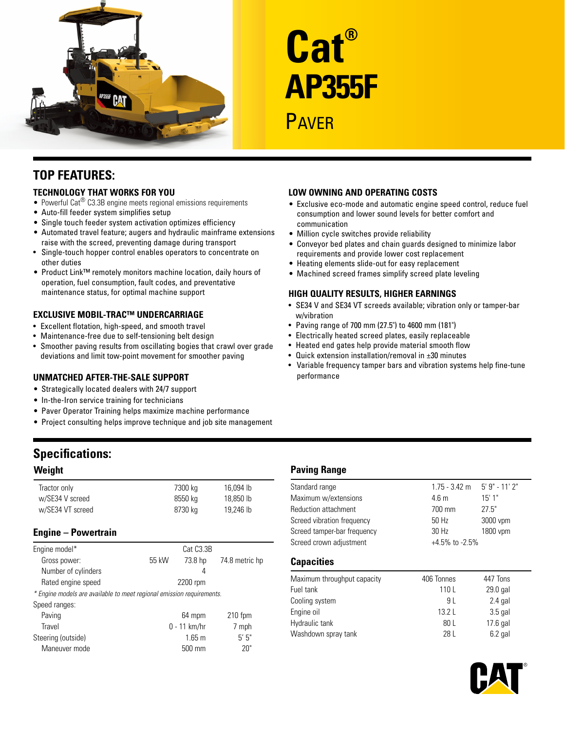# Cat® AP355F

## Paver

## TOP FEATURES:

### TECHNOLOGY THAT WORKS FOR YOU

- Powerful Cat® C3.3B engine meets regional emissions requirements
- Auto-fill feeder system simplifies setup
- Single touch feeder system activation optimizes efficiency
- Automated travel feature; augers and hydraulic mainframe extensions raise with the screed, preventing damage during transport
- Single-touch hopper control enables operators to concentrate on other duties
- Product Link™ remotely monitors machine location, daily hours of operation, fuel consumption, fault codes, and preventative maintenance status, for optimal machine support

### EXCLUSIVE MOBIL-TRAC™ UNDERCARRIAGE

- Excellent flotation, high-speed, and smooth travel
- Maintenance-free due to self-tensioning belt design
- Smoother paving results from oscillating bogies that crawl over grade deviations and limit tow-point movement for smoother paving

### UNMATCHED AFTER-THE-SALE SUPPORT

- Strategically located dealers with 24/7 support
- In-the-Iron service training for technicians
- Paver Operator Training helps maximize machine performance
- Project consulting helps improve technique and job site management

### LOW OWNING AND OPERATING COSTS

- Exclusive eco-mode and automatic engine speed control, reduce fuel consumption and lower sound levels for better comfort and communication
- Million cycle switches provide reliability
- Conveyor bed plates and chain guards designed to minimize labor requirements and provide lower cost replacement
- Heating elements slide-out for easy replacement
- Machined screed frames simplify screed plate leveling

### HIGH QUALITY RESULTS, HIGHER EARNINGS

- SE34 V and SE34 VT screeds available; vibration only or tamper-bar w/vibration
- Paving range of 700 mm (27.5") to 4600 mm (181")
- Electrically heated screed plates, easily replaceable
- Heated end gates help provide material smooth flow
- Quick extension installation/removal in ±30 minutes
- Variable frequency tamper bars and vibration systems help fine-tune performance

## Specifications:

### Weight

| | | |
|---|---|---|
| Tractor only | 7300 kg | 16,094 lb |
| w/SE34 V screed | 8550 kg | 18,850 lb |
| w/SE34 VT screed | 8730 kg | 19,246 lb |

### Engine – Powertrain

| | | | |
|---|---|---|---|
| Engine model* | | Cat C3.3B | |
| Gross power: | 55 kW | 73.8 hp | 74.8 metric hp |
| Number of cylinders | | 4 | |
| Rated engine speed | | 2200 rpm | |

*\* Engine models are available to meet regional emission requirements.*

| | | |
|---|---|---|
| Speed ranges: | | |
| Paving | 64 mpm | 210 fpm |
| Travel | 0 - 11 km/hr | 7 mph |
| Steering (outside) | 1.65 m | 5' 5" |
| Maneuver mode | 500 mm | 20" |

### Paving Range

| | | |
|---|---|---|
| Standard range | 1.75 - 3.42 m | 5' 9" - 11' 2" |
| Maximum w/extensions | 4.6 m | 15' 1" |
| Reduction attachment | 700 mm | 27.5" |
| Screed vibration frequency | 50 Hz | 3000 vpm |
| Screed tamper-bar frequency | 30 Hz | 1800 vpm |
| Screed crown adjustment | +4.5% to -2.5% | |

### Capacities

| | | |
|---|---|---|
| Maximum throughput capacity | 406 Tonnes | 447 Tons |
| Fuel tank | 110 L | 29.0 gal |
| Cooling system | 9 L | 2.4 gal |
| Engine oil | 13.2 L | 3.5 gal |
| Hydraulic tank | 80 L | 17.6 gal |
| Washdown spray tank | 28 L | 6.2 gal |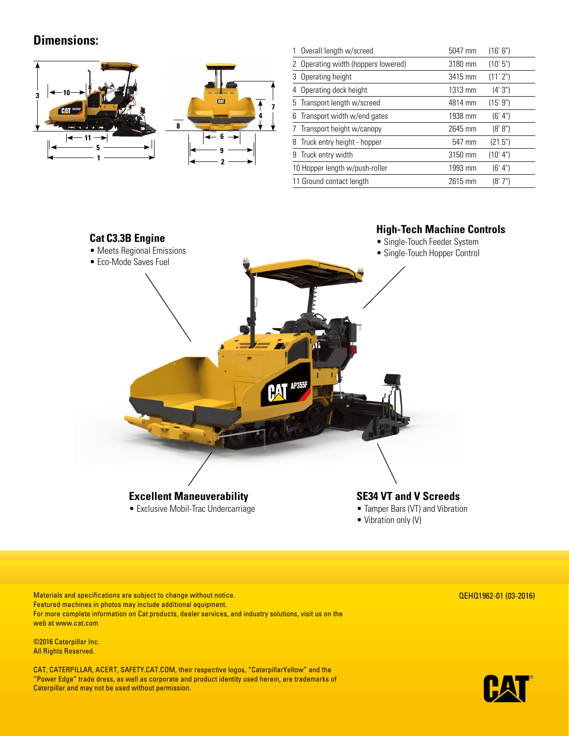## Dimensions:

| | | |
|---|---|---|
| 1 Overall length w/screed | 5047 mm | (16' 6") |
| 2 Operating width (hoppers lowered) | 3180 mm | (10' 5") |
| 3 Operating height | 3415 mm | (11' 2") |
| 4 Operating deck height | 1313 mm | (4' 3") |
| 5 Transport length w/screed | 4814 mm | (15' 9") |
| 6 Transport width w/end gates | 1938 mm | (6' 4") |
| 7 Transport height w/canopy | 2645 mm | (8' 8") |
| 8 Truck entry height - hopper | 547 mm | (21.5") |
| 9 Truck entry width | 3150 mm | (10' 4") |
| 10 Hopper length w/push-roller | 1993 mm | (6' 4") |
| 11 Ground contact length | 2615 mm | (8' 7") |

### Cat C3.3B Engine
- Meets Regional Emissions
- Eco-Mode Saves Fuel

### High-Tech Machine Controls
- Single-Touch Feeder System
- Single-Touch Hopper Control

### Excellent Maneuverability
- Exclusive Mobil-Trac Undercarriage

### SE34 VT and V Screeds
- Tamper Bars (VT) and Vibration
- Vibration only (V)

Materials and specifications are subject to change without notice.
Featured machines in photos may include additional equipment.
For more complete information on Cat products, dealer services, and industry solutions, visit us on the web at www.cat.com

©2016 Caterpillar Inc.
All Rights Reserved.

CAT, CATERPILLAR, ACERT, SAFETY.CAT.COM, their respective logos, "CaterpillarYellow" and the "Power Edge" trade dress, as well as corporate and product identity used herein, are trademarks of Caterpillar and may not be used without permission.

QEHQ1962-01 (03-2016)